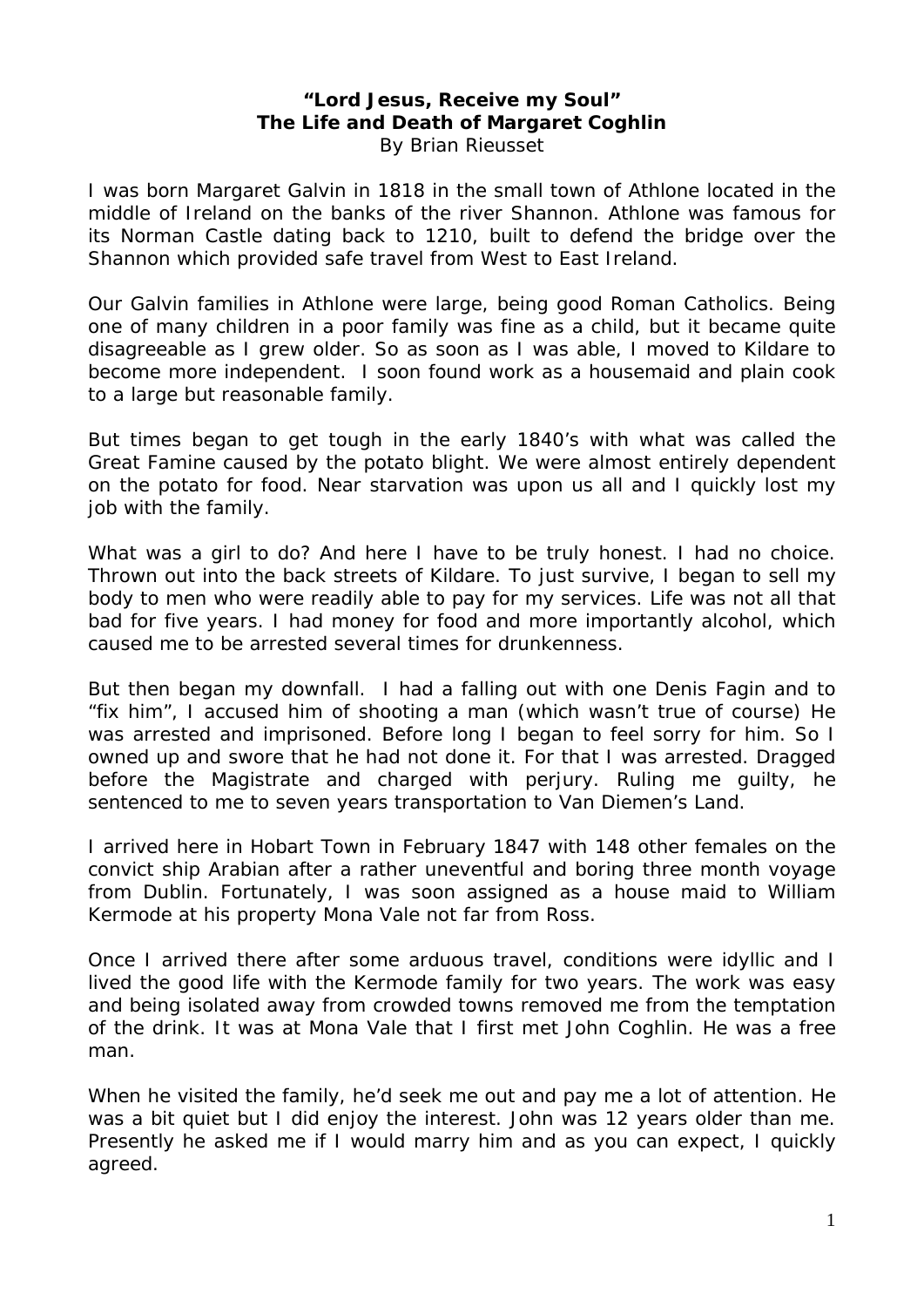# "Lord Jesus, Receive my Soul"
## The Life and Death of Margaret Coghlin

By Brian Rieusset

I was born Margaret Galvin in 1818 in the small town of Athlone located in the middle of Ireland on the banks of the river Shannon. Athlone was famous for its Norman Castle dating back to 1210, built to defend the bridge over the Shannon which provided safe travel from West to East Ireland.

Our Galvin families in Athlone were large, being good Roman Catholics. Being one of many children in a poor family was fine as a child, but it became quite disagreeable as I grew older. So as soon as I was able, I moved to Kildare to become more independent. I soon found work as a housemaid and plain cook to a large but reasonable family.

But times began to get tough in the early 1840's with what was called the Great Famine caused by the potato blight. We were almost entirely dependent on the potato for food. Near starvation was upon us all and I quickly lost my job with the family.

What was a girl to do? And here I have to be truly honest. I had no choice. Thrown out into the back streets of Kildare. To just survive, I began to sell my body to men who were readily able to pay for my services. Life was not all that bad for five years. I had money for food and more importantly alcohol, which caused me to be arrested several times for drunkenness.

But then began my downfall. I had a falling out with one Denis Fagin and to "fix him", I accused him of shooting a man (which wasn't true of course) He was arrested and imprisoned. Before long I began to feel sorry for him. So I owned up and swore that he had not done it. For that I was arrested. Dragged before the Magistrate and charged with perjury. Ruling me guilty, he sentenced to me to seven years transportation to Van Diemen's Land.

I arrived here in Hobart Town in February 1847 with 148 other females on the convict ship Arabian after a rather uneventful and boring three month voyage from Dublin. Fortunately, I was soon assigned as a house maid to William Kermode at his property Mona Vale not far from Ross.

Once I arrived there after some arduous travel, conditions were idyllic and I lived the good life with the Kermode family for two years. The work was easy and being isolated away from crowded towns removed me from the temptation of the drink. It was at Mona Vale that I first met John Coghlin. He was a free man.

When he visited the family, he'd seek me out and pay me a lot of attention. He was a bit quiet but I did enjoy the interest. John was 12 years older than me. Presently he asked me if I would marry him and as you can expect, I quickly agreed.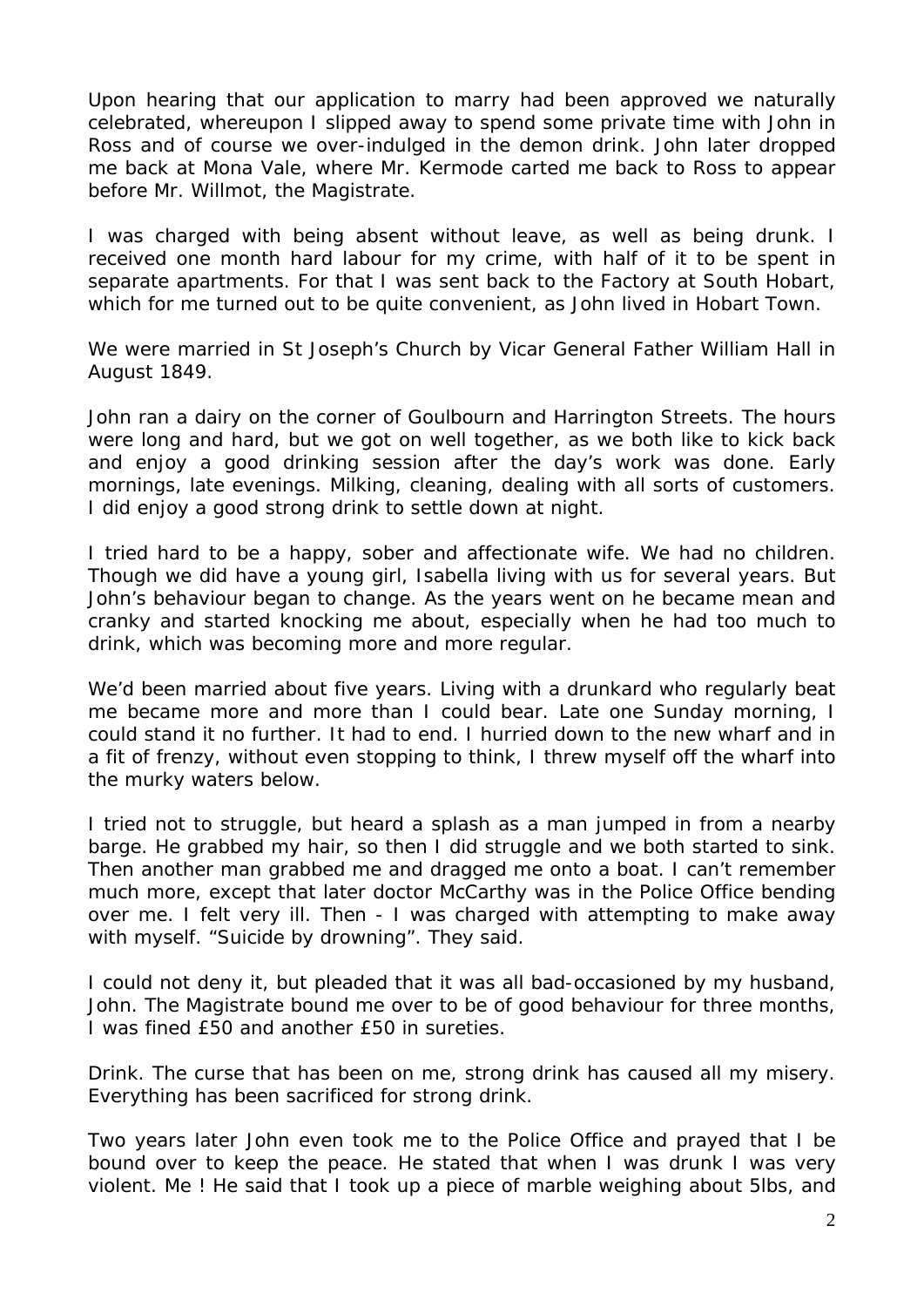Upon hearing that our application to marry had been approved we naturally celebrated, whereupon I slipped away to spend some private time with John in Ross and of course we over-indulged in the demon drink. John later dropped me back at Mona Vale, where Mr. Kermode carted me back to Ross to appear before Mr. Willmot, the Magistrate.

I was charged with being absent without leave, as well as being drunk. I received one month hard labour for my crime, with half of it to be spent in separate apartments. For that I was sent back to the Factory at South Hobart, which for me turned out to be quite convenient, as John lived in Hobart Town.

We were married in St Joseph's Church by Vicar General Father William Hall in August 1849.

John ran a dairy on the corner of Goulbourn and Harrington Streets. The hours were long and hard, but we got on well together, as we both like to kick back and enjoy a good drinking session after the day's work was done. Early mornings, late evenings. Milking, cleaning, dealing with all sorts of customers. I did enjoy a good strong drink to settle down at night.

I tried hard to be a happy, sober and affectionate wife. We had no children. Though we did have a young girl, Isabella living with us for several years. But John's behaviour began to change. As the years went on he became mean and cranky and started knocking me about, especially when he had too much to drink, which was becoming more and more regular.

We'd been married about five years. Living with a drunkard who regularly beat me became more and more than I could bear. Late one Sunday morning, I could stand it no further. It had to end. I hurried down to the new wharf and in a fit of frenzy, without even stopping to think, I threw myself off the wharf into the murky waters below.

I tried not to struggle, but heard a splash as a man jumped in from a nearby barge. He grabbed my hair, so then I did struggle and we both started to sink. Then another man grabbed me and dragged me onto a boat. I can't remember much more, except that later doctor McCarthy was in the Police Office bending over me. I felt very ill. Then - I was charged with attempting to make away with myself. "Suicide by drowning". They said.

I could not deny it, but pleaded that it was all bad-occasioned by my husband, John. The Magistrate bound me over to be of good behaviour for three months, I was fined £50 and another £50 in sureties.

Drink. The curse that has been on me, strong drink has caused all my misery. Everything has been sacrificed for strong drink.

Two years later John even took me to the Police Office and prayed that I be bound over to keep the peace. He stated that when I was drunk I was very violent. Me ! He said that I took up a piece of marble weighing about 5lbs, and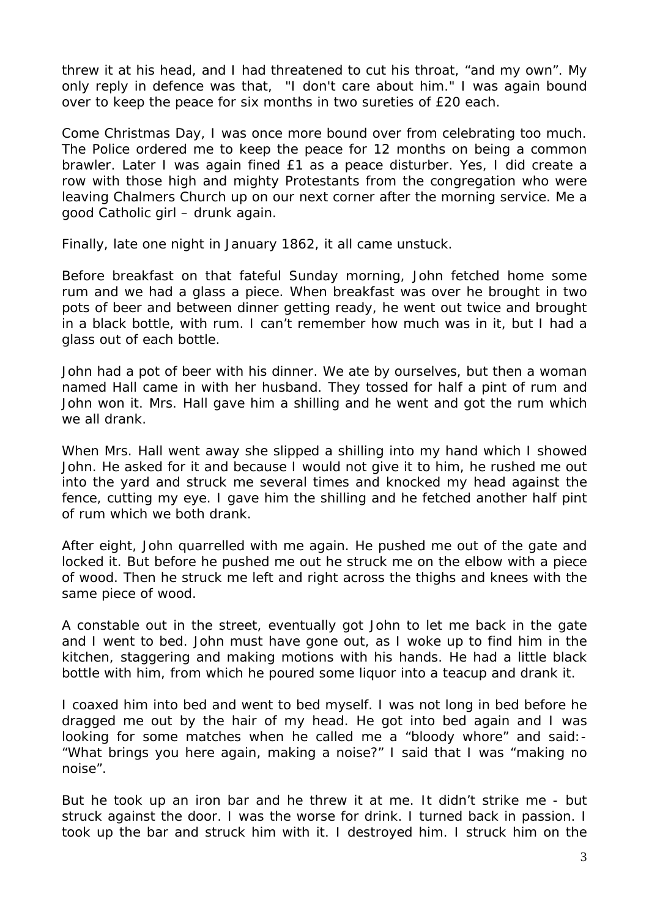threw it at his head, and I had threatened to cut his throat, “and my own”. My only reply in defence was that, "I don't care about him." I was again bound over to keep the peace for six months in two sureties of £20 each.

Come Christmas Day, I was once more bound over from celebrating too much. The Police ordered me to keep the peace for 12 months on being a common brawler. Later I was again fined £1 as a peace disturber. Yes, I did create a row with those high and mighty Protestants from the congregation who were leaving Chalmers Church up on our next corner after the morning service. Me a good Catholic girl – drunk again.

Finally, late one night in January 1862, it all came unstuck.

Before breakfast on that fateful Sunday morning, John fetched home some rum and we had a glass a piece. When breakfast was over he brought in two pots of beer and between dinner getting ready, he went out twice and brought in a black bottle, with rum. I can’t remember how much was in it, but I had a glass out of each bottle.

John had a pot of beer with his dinner. We ate by ourselves, but then a woman named Hall came in with her husband. They tossed for half a pint of rum and John won it. Mrs. Hall gave him a shilling and he went and got the rum which we all drank.

When Mrs. Hall went away she slipped a shilling into my hand which I showed John. He asked for it and because I would not give it to him, he rushed me out into the yard and struck me several times and knocked my head against the fence, cutting my eye. I gave him the shilling and he fetched another half pint of rum which we both drank.

After eight, John quarrelled with me again. He pushed me out of the gate and locked it. But before he pushed me out he struck me on the elbow with a piece of wood. Then he struck me left and right across the thighs and knees with the same piece of wood.

A constable out in the street, eventually got John to let me back in the gate and I went to bed. John must have gone out, as I woke up to find him in the kitchen, staggering and making motions with his hands. He had a little black bottle with him, from which he poured some liquor into a teacup and drank it.

I coaxed him into bed and went to bed myself. I was not long in bed before he dragged me out by the hair of my head. He got into bed again and I was looking for some matches when he called me a “bloody whore” and said:- “What brings you here again, making a noise?” I said that I was “making no noise”.

But he took up an iron bar and he threw it at me. It didn’t strike me - but struck against the door. I was the worse for drink. I turned back in passion. I took up the bar and struck him with it. I destroyed him. I struck him on the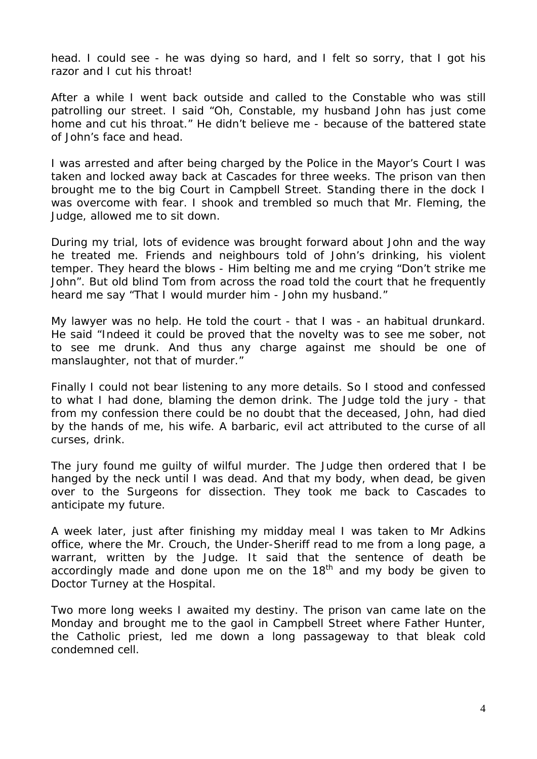head. I could see - he was dying so hard, and I felt so sorry, that I got his razor and I cut his throat!

After a while I went back outside and called to the Constable who was still patrolling our street. I said "Oh, Constable, my husband John has just come home and cut his throat." He didn't believe me - because of the battered state of John's face and head.

I was arrested and after being charged by the Police in the Mayor's Court I was taken and locked away back at Cascades for three weeks. The prison van then brought me to the big Court in Campbell Street. Standing there in the dock I was overcome with fear. I shook and trembled so much that Mr. Fleming, the Judge, allowed me to sit down.

During my trial, lots of evidence was brought forward about John and the way he treated me. Friends and neighbours told of John's drinking, his violent temper. They heard the blows - Him belting me and me crying "Don't strike me John". But old blind Tom from across the road told the court that he frequently heard me say "That I would murder him - John my husband."

My lawyer was no help. He told the court - that I was - an habitual drunkard. He said "Indeed it could be proved that the novelty was to see me sober, not to see me drunk. And thus any charge against me should be one of manslaughter, not that of murder."

Finally I could not bear listening to any more details. So I stood and confessed to what I had done, blaming the demon drink. The Judge told the jury - that from my confession there could be no doubt that the deceased, John, had died by the hands of me, his wife. A barbaric, evil act attributed to the curse of all curses, drink.

The jury found me guilty of wilful murder. The Judge then ordered that I be hanged by the neck until I was dead. And that my body, when dead, be given over to the Surgeons for dissection. They took me back to Cascades to anticipate my future.

A week later, just after finishing my midday meal I was taken to Mr Adkins office, where the Mr. Crouch, the Under-Sheriff read to me from a long page, a warrant, written by the Judge. It said that the sentence of death be accordingly made and done upon me on the 18th and my body be given to Doctor Turney at the Hospital.

Two more long weeks I awaited my destiny. The prison van came late on the Monday and brought me to the gaol in Campbell Street where Father Hunter, the Catholic priest, led me down a long passageway to that bleak cold condemned cell.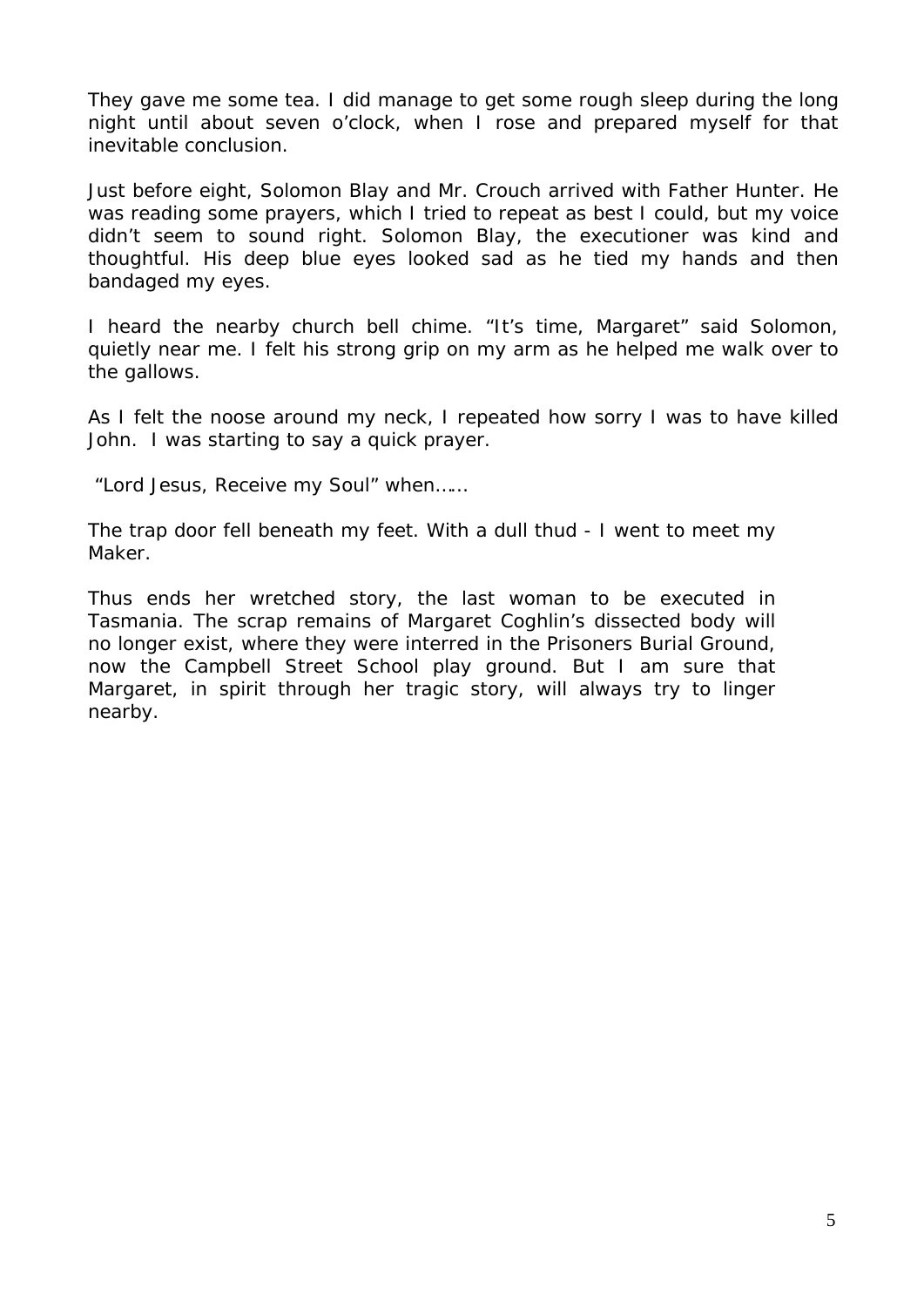They gave me some tea. I did manage to get some rough sleep during the long night until about seven o'clock, when I rose and prepared myself for that inevitable conclusion.

Just before eight, Solomon Blay and Mr. Crouch arrived with Father Hunter. He was reading some prayers, which I tried to repeat as best I could, but my voice didn't seem to sound right. Solomon Blay, the executioner was kind and thoughtful. His deep blue eyes looked sad as he tied my hands and then bandaged my eyes.

I heard the nearby church bell chime. "It's time, Margaret" said Solomon, quietly near me. I felt his strong grip on my arm as he helped me walk over to the gallows.

As I felt the noose around my neck, I repeated how sorry I was to have killed John. I was starting to say a quick prayer.

"Lord Jesus, Receive my Soul" when……

The trap door fell beneath my feet. With a dull thud - I went to meet my Maker.

Thus ends her wretched story, the last woman to be executed in Tasmania. The scrap remains of Margaret Coghlin's dissected body will no longer exist, where they were interred in the Prisoners Burial Ground, now the Campbell Street School play ground. But I am sure that Margaret, in spirit through her tragic story, will always try to linger nearby.